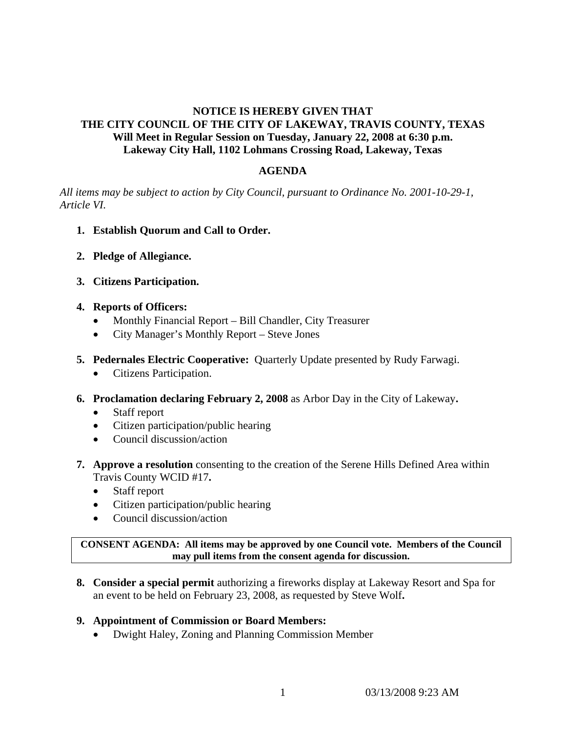**NOTICE IS HEREBY GIVEN THAT**
**THE CITY COUNCIL OF THE CITY OF LAKEWAY, TRAVIS COUNTY, TEXAS**
**Will Meet in Regular Session on Tuesday, January 22, 2008 at 6:30 p.m.**
**Lakeway City Hall, 1102 Lohmans Crossing Road, Lakeway, Texas**

## AGENDA

*All items may be subject to action by City Council, pursuant to Ordinance No. 2001-10-29-1, Article VI.*

1. **Establish Quorum and Call to Order.**

2. **Pledge of Allegiance.**

3. **Citizens Participation.**

4. **Reports of Officers:**
   - Monthly Financial Report – Bill Chandler, City Treasurer
   - City Manager's Monthly Report – Steve Jones

5. **Pedernales Electric Cooperative:** Quarterly Update presented by Rudy Farwagi.
   - Citizens Participation.

6. **Proclamation declaring February 2, 2008** as Arbor Day in the City of Lakeway**.**
   - Staff report
   - Citizen participation/public hearing
   - Council discussion/action

7. **Approve a resolution** consenting to the creation of the Serene Hills Defined Area within Travis County WCID #17**.**
   - Staff report
   - Citizen participation/public hearing
   - Council discussion/action

**CONSENT AGENDA: All items may be approved by one Council vote. Members of the Council may pull items from the consent agenda for discussion.**

8. **Consider a special permit** authorizing a fireworks display at Lakeway Resort and Spa for an event to be held on February 23, 2008, as requested by Steve Wolf**.**

9. **Appointment of Commission or Board Members:**
   - Dwight Haley, Zoning and Planning Commission Member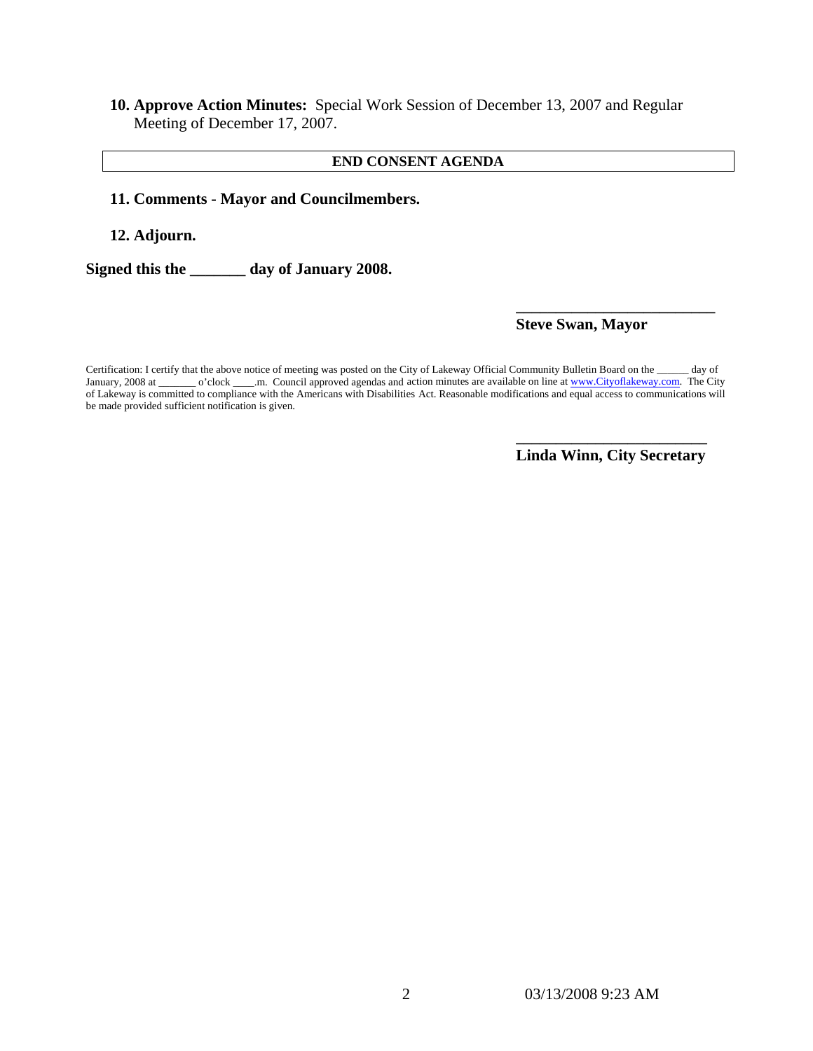**10. Approve Action Minutes:** Special Work Session of December 13, 2007 and Regular Meeting of December 17, 2007.

| **END CONSENT AGENDA** |
|---|

**11. Comments - Mayor and Councilmembers.**

**12. Adjourn.**

**Signed this the _______ day of January 2008.**

_________________________
**Steve Swan, Mayor**

Certification: I certify that the above notice of meeting was posted on the City of Lakeway Official Community Bulletin Board on the ______ day of January, 2008 at _______ o'clock ____.m. Council approved agendas and action minutes are available on line at www.Cityoflakeway.com. The City of Lakeway is committed to compliance with the Americans with Disabilities Act. Reasonable modifications and equal access to communications will be made provided sufficient notification is given.

_________________________
**Linda Winn, City Secretary**

03/13/2008 9:23 AM